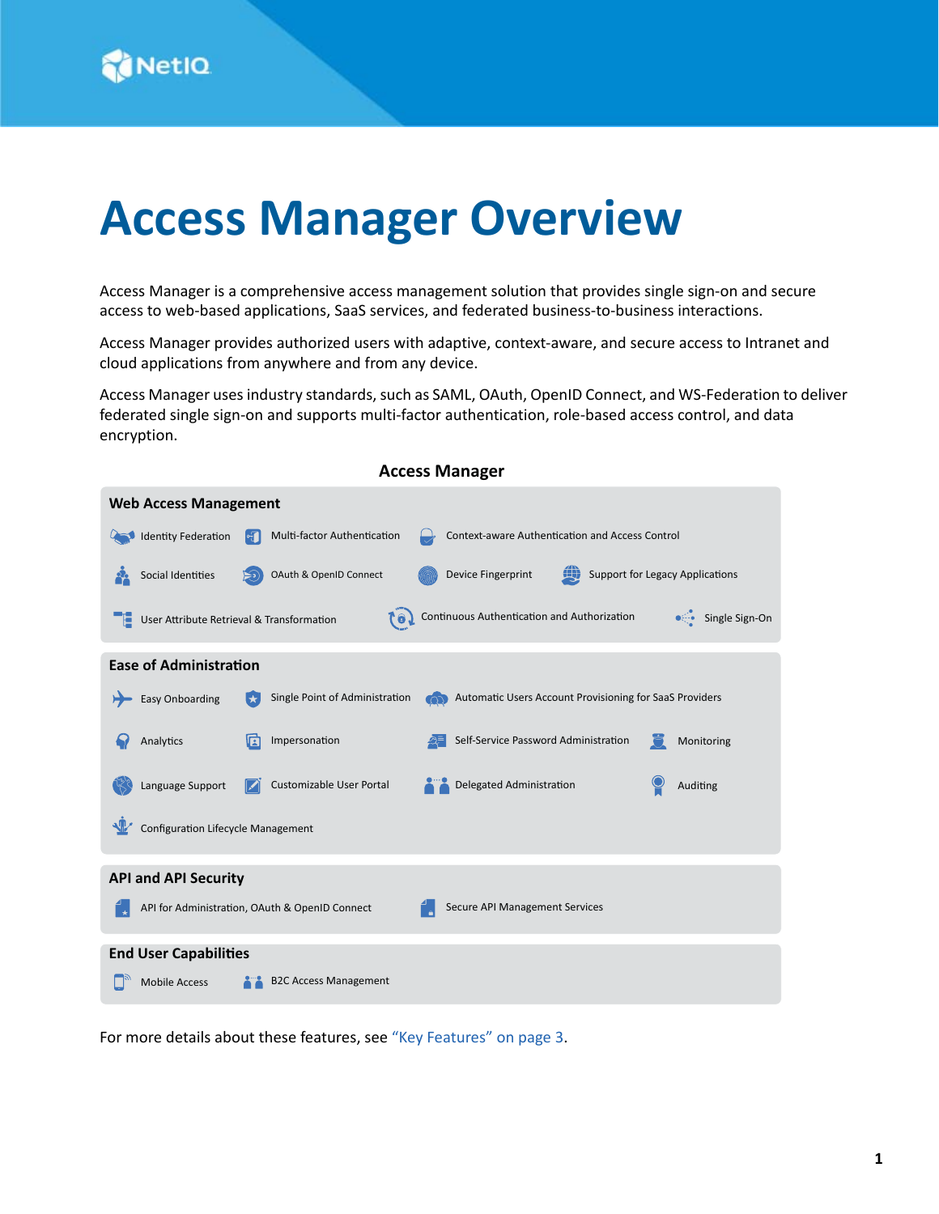# Access Manager Overview

Access Manager is a comprehensive access management solution that provides single sign-on and secure access to web-based applications, SaaS services, and federated business-to-business interactions.

Access Manager provides authorized users with adaptive, context-aware, and secure access to Intranet and cloud applications from anywhere and from any device.

Access Manager uses industry standards, such as SAML, OAuth, OpenID Connect, and WS-Federation to deliver federated single sign-on and supports multi-factor authentication, role-based access control, and data encryption.

**Access Manager**

**Web Access Management**

- Identity Federation
- Multi-factor Authentication
- Context-aware Authentication and Access Control
- Social Identities
- OAuth & OpenID Connect
- Device Fingerprint
- Support for Legacy Applications
- User Attribute Retrieval & Transformation
- Continuous Authentication and Authorization
- Single Sign-On

**Ease of Administration**

- Easy Onboarding
- Single Point of Administration
- Automatic Users Account Provisioning for SaaS Providers
- Analytics
- Impersonation
- Self-Service Password Administration
- Monitoring
- Language Support
- Customizable User Portal
- Delegated Administration
- Auditing
- Configuration Lifecycle Management

**API and API Security**

- API for Administration, OAuth & OpenID Connect
- Secure API Management Services

**End User Capabilities**

- Mobile Access
- B2C Access Management

For more details about these features, see "Key Features" on page 3.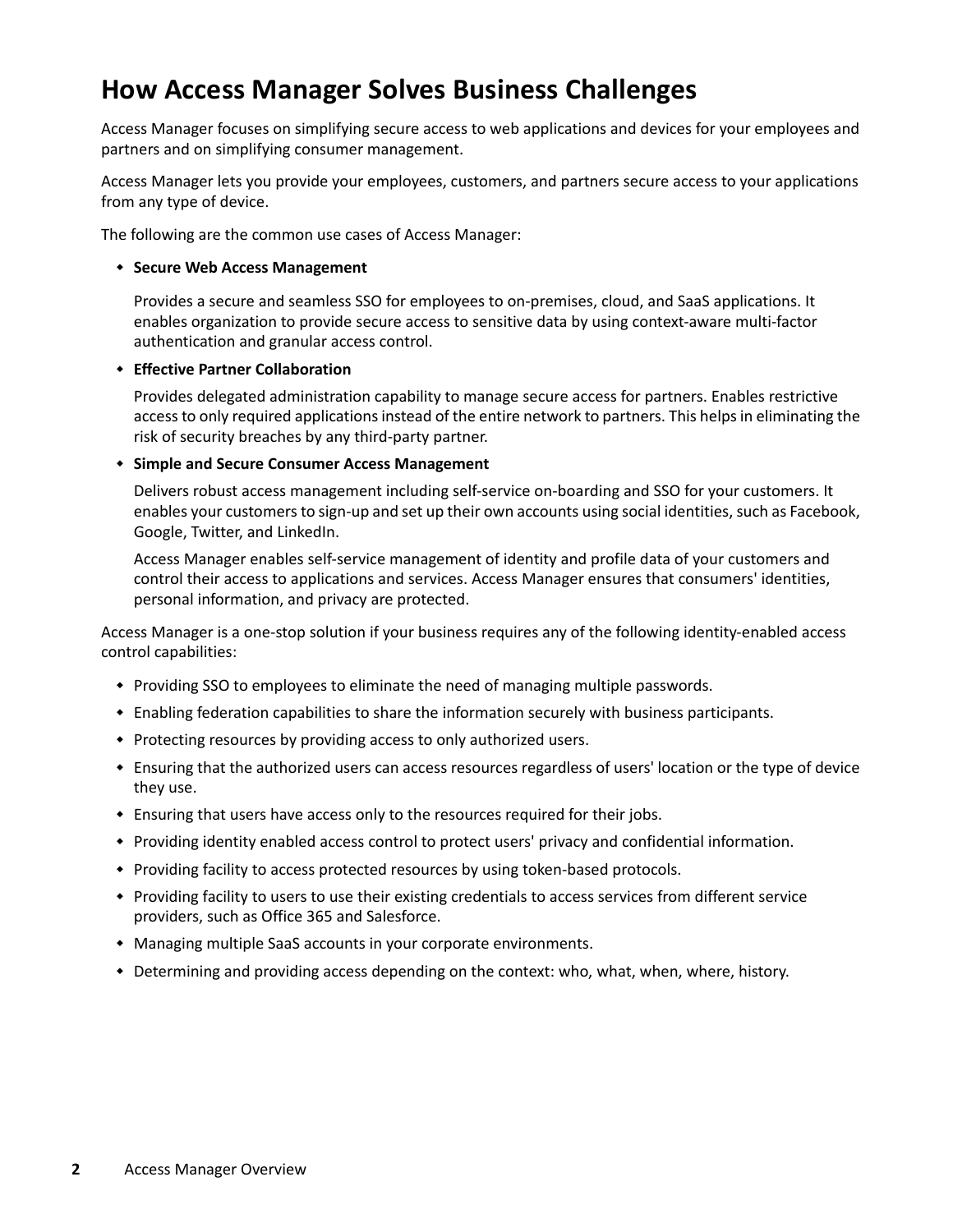# How Access Manager Solves Business Challenges

Access Manager focuses on simplifying secure access to web applications and devices for your employees and partners and on simplifying consumer management.

Access Manager lets you provide your employees, customers, and partners secure access to your applications from any type of device.

The following are the common use cases of Access Manager:

- **Secure Web Access Management**

  Provides a secure and seamless SSO for employees to on-premises, cloud, and SaaS applications. It enables organization to provide secure access to sensitive data by using context-aware multi-factor authentication and granular access control.

- **Effective Partner Collaboration**

  Provides delegated administration capability to manage secure access for partners. Enables restrictive access to only required applications instead of the entire network to partners. This helps in eliminating the risk of security breaches by any third-party partner.

- **Simple and Secure Consumer Access Management**

  Delivers robust access management including self-service on-boarding and SSO for your customers. It enables your customers to sign-up and set up their own accounts using social identities, such as Facebook, Google, Twitter, and LinkedIn.

  Access Manager enables self-service management of identity and profile data of your customers and control their access to applications and services. Access Manager ensures that consumers' identities, personal information, and privacy are protected.

Access Manager is a one-stop solution if your business requires any of the following identity-enabled access control capabilities:

- Providing SSO to employees to eliminate the need of managing multiple passwords.
- Enabling federation capabilities to share the information securely with business participants.
- Protecting resources by providing access to only authorized users.
- Ensuring that the authorized users can access resources regardless of users' location or the type of device they use.
- Ensuring that users have access only to the resources required for their jobs.
- Providing identity enabled access control to protect users' privacy and confidential information.
- Providing facility to access protected resources by using token-based protocols.
- Providing facility to users to use their existing credentials to access services from different service providers, such as Office 365 and Salesforce.
- Managing multiple SaaS accounts in your corporate environments.
- Determining and providing access depending on the context: who, what, when, where, history.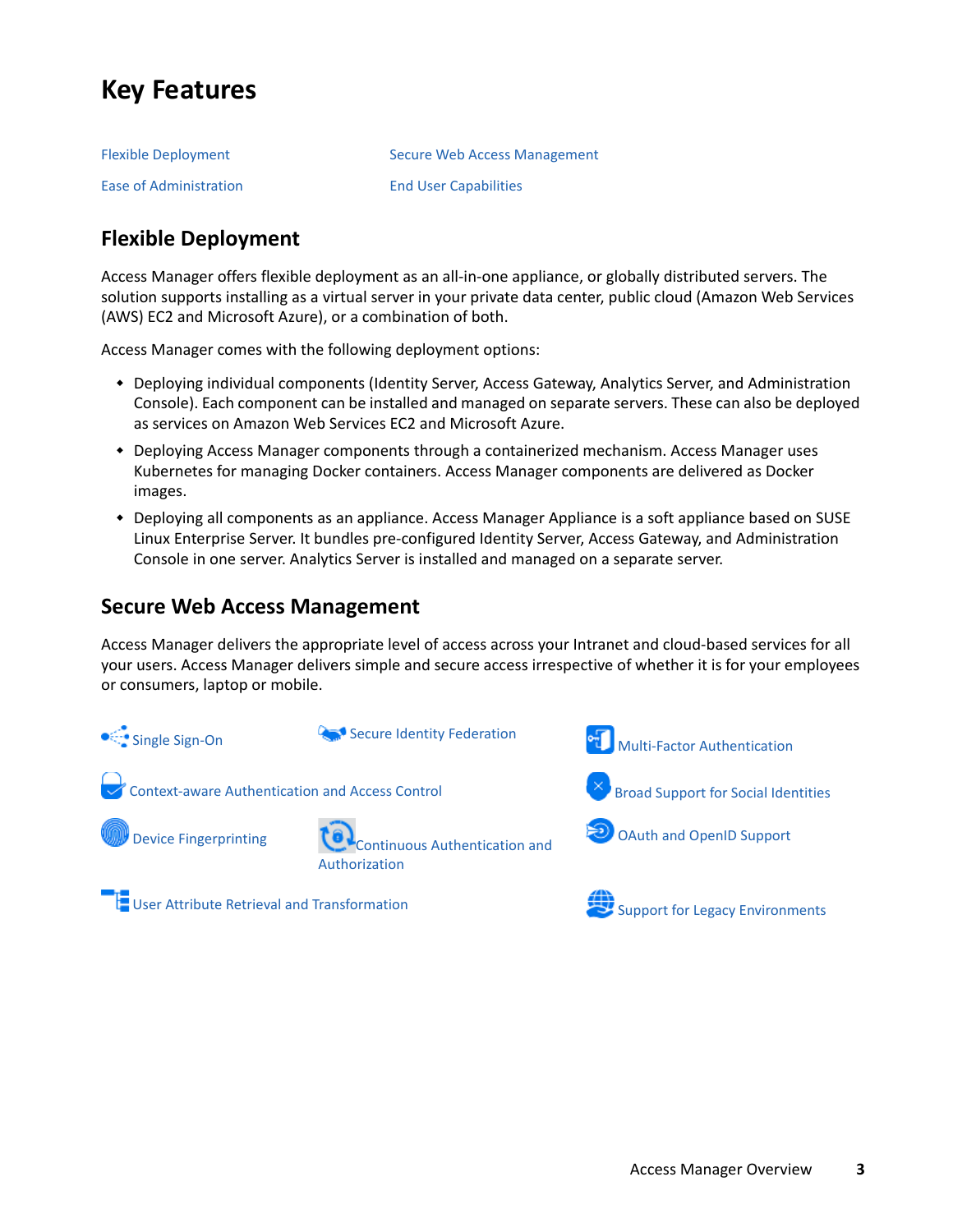# Key Features

- Flexible Deployment
- Secure Web Access Management
- Ease of Administration
- End User Capabilities

## Flexible Deployment

Access Manager offers flexible deployment as an all-in-one appliance, or globally distributed servers. The solution supports installing as a virtual server in your private data center, public cloud (Amazon Web Services (AWS) EC2 and Microsoft Azure), or a combination of both.

Access Manager comes with the following deployment options:

- Deploying individual components (Identity Server, Access Gateway, Analytics Server, and Administration Console). Each component can be installed and managed on separate servers. These can also be deployed as services on Amazon Web Services EC2 and Microsoft Azure.
- Deploying Access Manager components through a containerized mechanism. Access Manager uses Kubernetes for managing Docker containers. Access Manager components are delivered as Docker images.
- Deploying all components as an appliance. Access Manager Appliance is a soft appliance based on SUSE Linux Enterprise Server. It bundles pre-configured Identity Server, Access Gateway, and Administration Console in one server. Analytics Server is installed and managed on a separate server.

## Secure Web Access Management

Access Manager delivers the appropriate level of access across your Intranet and cloud-based services for all your users. Access Manager delivers simple and secure access irrespective of whether it is for your employees or consumers, laptop or mobile.

- Single Sign-On
- Secure Identity Federation
- Multi-Factor Authentication
- Context-aware Authentication and Access Control
- Broad Support for Social Identities
- Device Fingerprinting
- Continuous Authentication and Authorization
- OAuth and OpenID Support
- User Attribute Retrieval and Transformation
- Support for Legacy Environments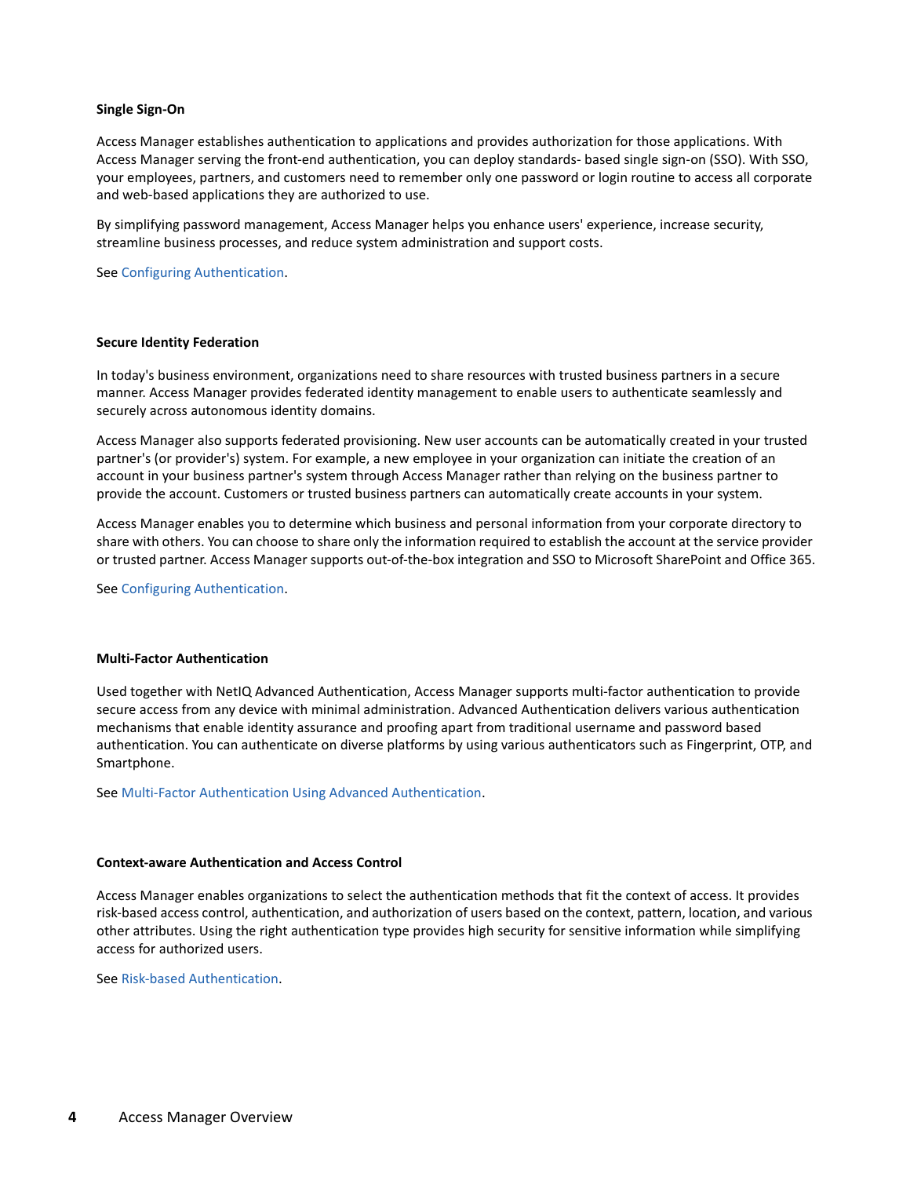### Single Sign-On

Access Manager establishes authentication to applications and provides authorization for those applications. With Access Manager serving the front-end authentication, you can deploy standards- based single sign-on (SSO). With SSO, your employees, partners, and customers need to remember only one password or login routine to access all corporate and web-based applications they are authorized to use.

By simplifying password management, Access Manager helps you enhance users' experience, increase security, streamline business processes, and reduce system administration and support costs.

See Configuring Authentication.

### Secure Identity Federation

In today's business environment, organizations need to share resources with trusted business partners in a secure manner. Access Manager provides federated identity management to enable users to authenticate seamlessly and securely across autonomous identity domains.

Access Manager also supports federated provisioning. New user accounts can be automatically created in your trusted partner's (or provider's) system. For example, a new employee in your organization can initiate the creation of an account in your business partner's system through Access Manager rather than relying on the business partner to provide the account. Customers or trusted business partners can automatically create accounts in your system.

Access Manager enables you to determine which business and personal information from your corporate directory to share with others. You can choose to share only the information required to establish the account at the service provider or trusted partner. Access Manager supports out-of-the-box integration and SSO to Microsoft SharePoint and Office 365.

See Configuring Authentication.

### Multi-Factor Authentication

Used together with NetIQ Advanced Authentication, Access Manager supports multi-factor authentication to provide secure access from any device with minimal administration. Advanced Authentication delivers various authentication mechanisms that enable identity assurance and proofing apart from traditional username and password based authentication. You can authenticate on diverse platforms by using various authenticators such as Fingerprint, OTP, and Smartphone.

See Multi-Factor Authentication Using Advanced Authentication.

### Context-aware Authentication and Access Control

Access Manager enables organizations to select the authentication methods that fit the context of access. It provides risk-based access control, authentication, and authorization of users based on the context, pattern, location, and various other attributes. Using the right authentication type provides high security for sensitive information while simplifying access for authorized users.

See Risk-based Authentication.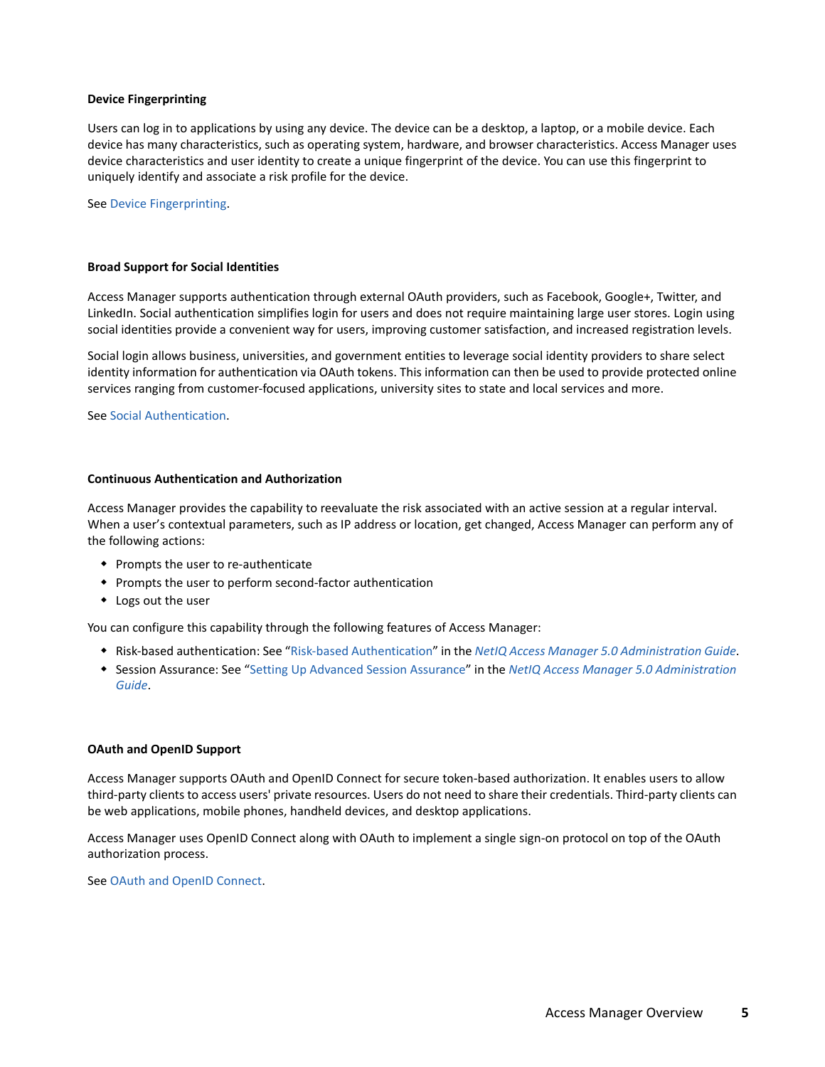### Device Fingerprinting

Users can log in to applications by using any device. The device can be a desktop, a laptop, or a mobile device. Each device has many characteristics, such as operating system, hardware, and browser characteristics. Access Manager uses device characteristics and user identity to create a unique fingerprint of the device. You can use this fingerprint to uniquely identify and associate a risk profile for the device.

See Device Fingerprinting.

### Broad Support for Social Identities

Access Manager supports authentication through external OAuth providers, such as Facebook, Google+, Twitter, and LinkedIn. Social authentication simplifies login for users and does not require maintaining large user stores. Login using social identities provide a convenient way for users, improving customer satisfaction, and increased registration levels.

Social login allows business, universities, and government entities to leverage social identity providers to share select identity information for authentication via OAuth tokens. This information can then be used to provide protected online services ranging from customer-focused applications, university sites to state and local services and more.

See Social Authentication.

### Continuous Authentication and Authorization

Access Manager provides the capability to reevaluate the risk associated with an active session at a regular interval. When a user's contextual parameters, such as IP address or location, get changed, Access Manager can perform any of the following actions:

- Prompts the user to re-authenticate
- Prompts the user to perform second-factor authentication
- Logs out the user

You can configure this capability through the following features of Access Manager:

- Risk-based authentication: See "Risk-based Authentication" in the *NetIQ Access Manager 5.0 Administration Guide*.
- Session Assurance: See "Setting Up Advanced Session Assurance" in the *NetIQ Access Manager 5.0 Administration Guide*.

### OAuth and OpenID Support

Access Manager supports OAuth and OpenID Connect for secure token-based authorization. It enables users to allow third-party clients to access users' private resources. Users do not need to share their credentials. Third-party clients can be web applications, mobile phones, handheld devices, and desktop applications.

Access Manager uses OpenID Connect along with OAuth to implement a single sign-on protocol on top of the OAuth authorization process.

See OAuth and OpenID Connect.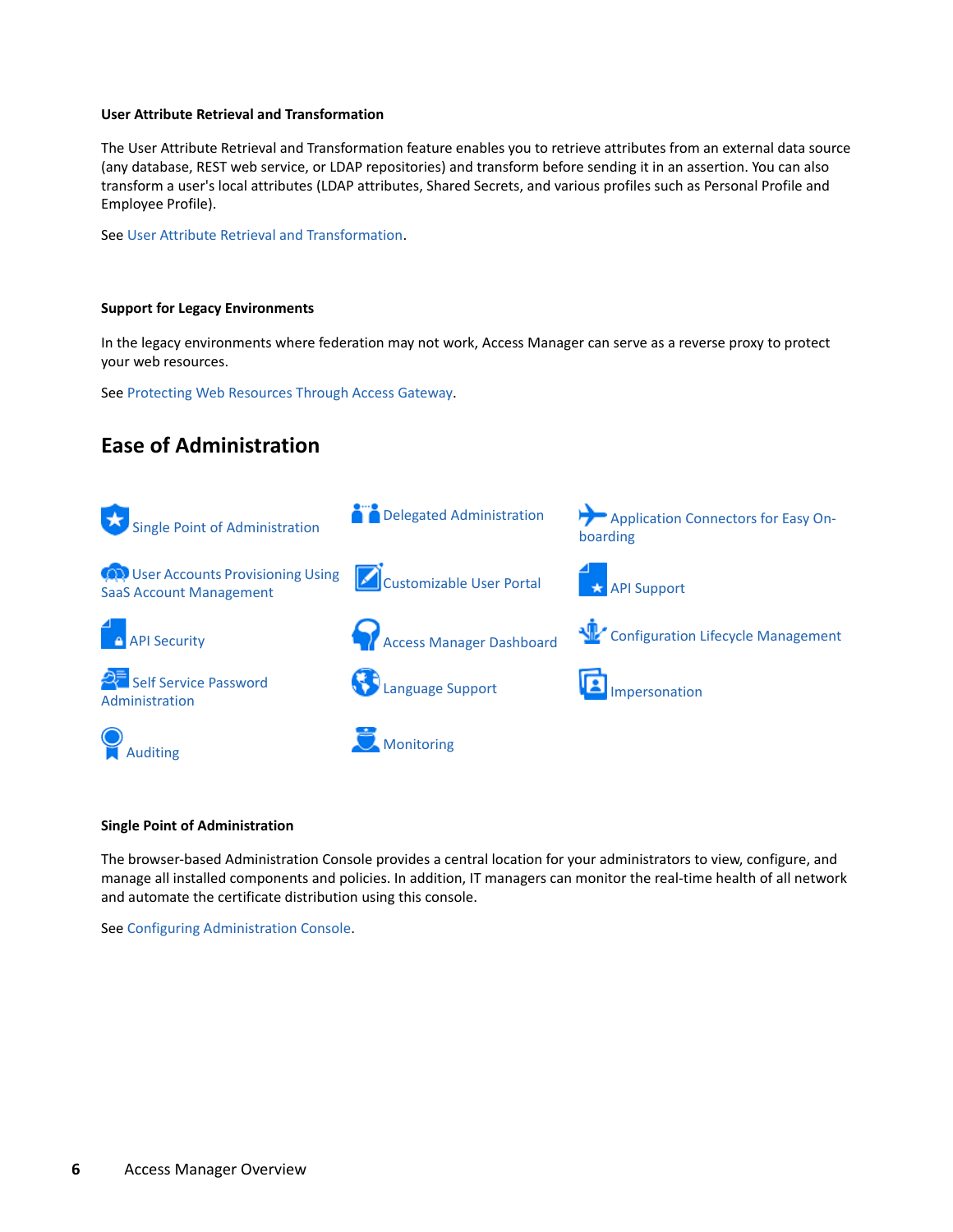#### User Attribute Retrieval and Transformation

The User Attribute Retrieval and Transformation feature enables you to retrieve attributes from an external data source (any database, REST web service, or LDAP repositories) and transform before sending it in an assertion. You can also transform a user's local attributes (LDAP attributes, Shared Secrets, and various profiles such as Personal Profile and Employee Profile).

See User Attribute Retrieval and Transformation.

#### Support for Legacy Environments

In the legacy environments where federation may not work, Access Manager can serve as a reverse proxy to protect your web resources.

See Protecting Web Resources Through Access Gateway.

## Ease of Administration

| | | |
|---|---|---|
| Single Point of Administration | Delegated Administration | Application Connectors for Easy On-boarding |
| User Accounts Provisioning Using SaaS Account Management | Customizable User Portal | API Support |
| API Security | Access Manager Dashboard | Configuration Lifecycle Management |
| Self Service Password Administration | Language Support | Impersonation |
| Auditing | Monitoring | |

#### Single Point of Administration

The browser-based Administration Console provides a central location for your administrators to view, configure, and manage all installed components and policies. In addition, IT managers can monitor the real-time health of all network and automate the certificate distribution using this console.

See Configuring Administration Console.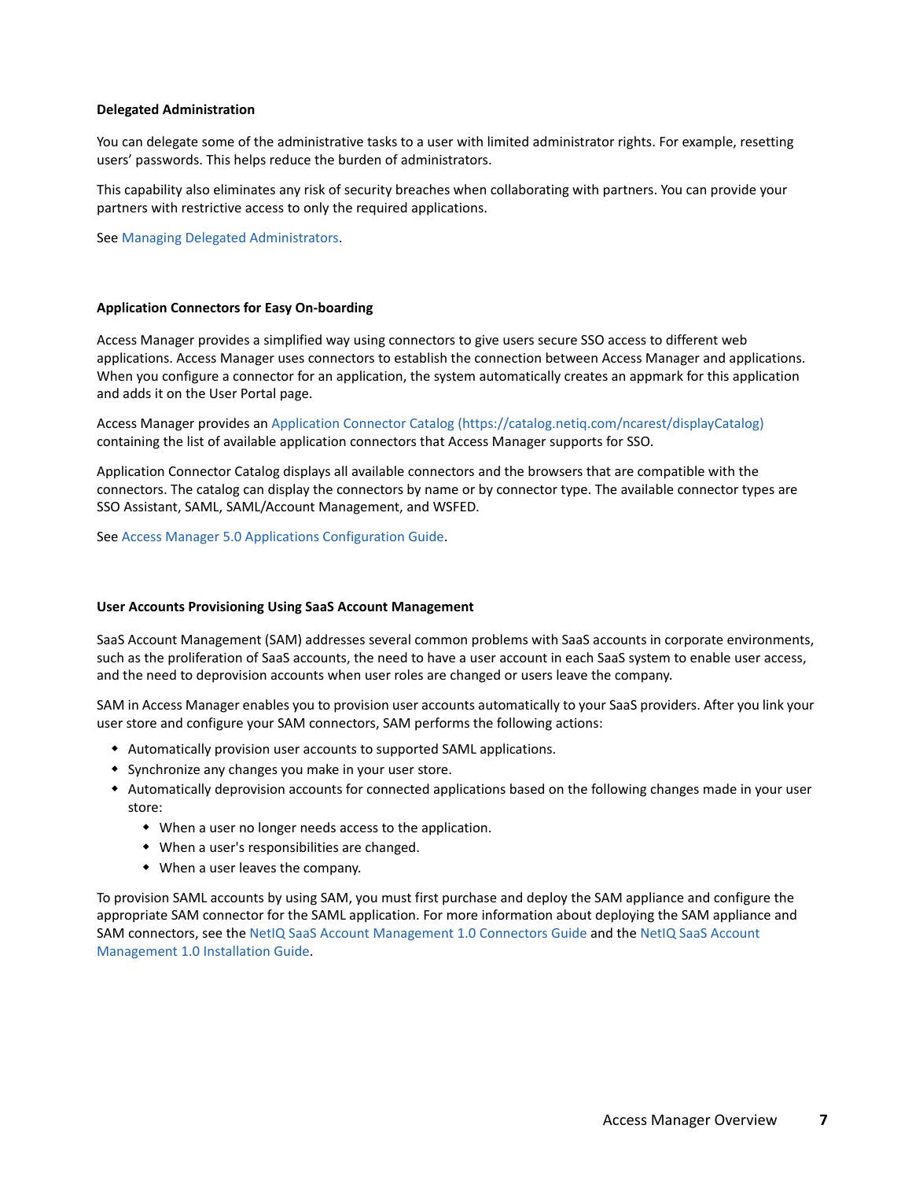#### Delegated Administration

You can delegate some of the administrative tasks to a user with limited administrator rights. For example, resetting users' passwords. This helps reduce the burden of administrators.

This capability also eliminates any risk of security breaches when collaborating with partners. You can provide your partners with restrictive access to only the required applications.

See Managing Delegated Administrators.

#### Application Connectors for Easy On-boarding

Access Manager provides a simplified way using connectors to give users secure SSO access to different web applications. Access Manager uses connectors to establish the connection between Access Manager and applications. When you configure a connector for an application, the system automatically creates an appmark for this application and adds it on the User Portal page.

Access Manager provides an Application Connector Catalog (https://catalog.netiq.com/ncarest/displayCatalog) containing the list of available application connectors that Access Manager supports for SSO.

Application Connector Catalog displays all available connectors and the browsers that are compatible with the connectors. The catalog can display the connectors by name or by connector type. The available connector types are SSO Assistant, SAML, SAML/Account Management, and WSFED.

See Access Manager 5.0 Applications Configuration Guide.

#### User Accounts Provisioning Using SaaS Account Management

SaaS Account Management (SAM) addresses several common problems with SaaS accounts in corporate environments, such as the proliferation of SaaS accounts, the need to have a user account in each SaaS system to enable user access, and the need to deprovision accounts when user roles are changed or users leave the company.

SAM in Access Manager enables you to provision user accounts automatically to your SaaS providers. After you link your user store and configure your SAM connectors, SAM performs the following actions:

- Automatically provision user accounts to supported SAML applications.
- Synchronize any changes you make in your user store.
- Automatically deprovision accounts for connected applications based on the following changes made in your user store:
  - When a user no longer needs access to the application.
  - When a user's responsibilities are changed.
  - When a user leaves the company.

To provision SAML accounts by using SAM, you must first purchase and deploy the SAM appliance and configure the appropriate SAM connector for the SAML application. For more information about deploying the SAM appliance and SAM connectors, see the NetIQ SaaS Account Management 1.0 Connectors Guide and the NetIQ SaaS Account Management 1.0 Installation Guide.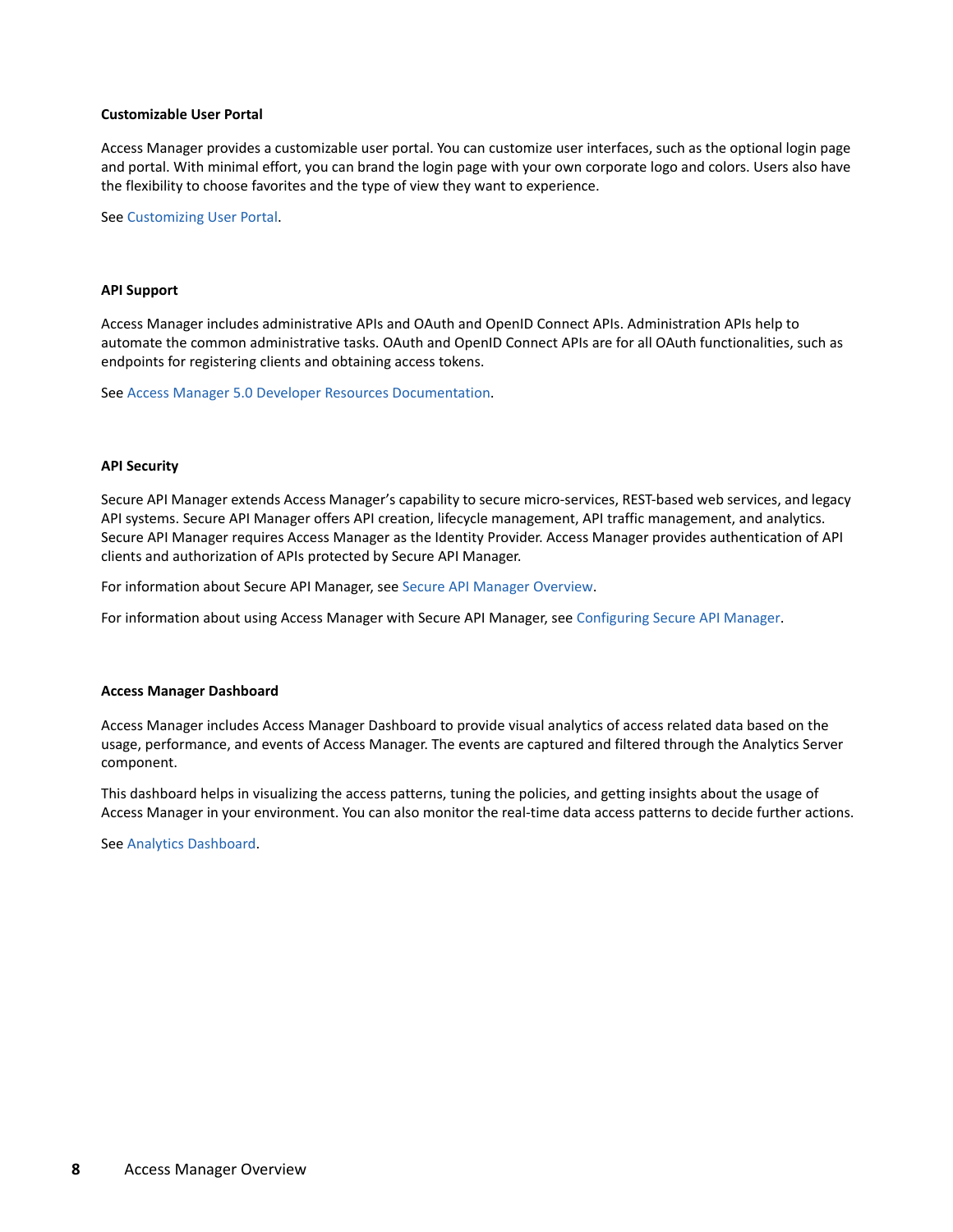#### Customizable User Portal

Access Manager provides a customizable user portal. You can customize user interfaces, such as the optional login page and portal. With minimal effort, you can brand the login page with your own corporate logo and colors. Users also have the flexibility to choose favorites and the type of view they want to experience.

See Customizing User Portal.

#### API Support

Access Manager includes administrative APIs and OAuth and OpenID Connect APIs. Administration APIs help to automate the common administrative tasks. OAuth and OpenID Connect APIs are for all OAuth functionalities, such as endpoints for registering clients and obtaining access tokens.

See Access Manager 5.0 Developer Resources Documentation.

#### API Security

Secure API Manager extends Access Manager's capability to secure micro-services, REST-based web services, and legacy API systems. Secure API Manager offers API creation, lifecycle management, API traffic management, and analytics. Secure API Manager requires Access Manager as the Identity Provider. Access Manager provides authentication of API clients and authorization of APIs protected by Secure API Manager.

For information about Secure API Manager, see Secure API Manager Overview.

For information about using Access Manager with Secure API Manager, see Configuring Secure API Manager.

#### Access Manager Dashboard

Access Manager includes Access Manager Dashboard to provide visual analytics of access related data based on the usage, performance, and events of Access Manager. The events are captured and filtered through the Analytics Server component.

This dashboard helps in visualizing the access patterns, tuning the policies, and getting insights about the usage of Access Manager in your environment. You can also monitor the real-time data access patterns to decide further actions.

See Analytics Dashboard.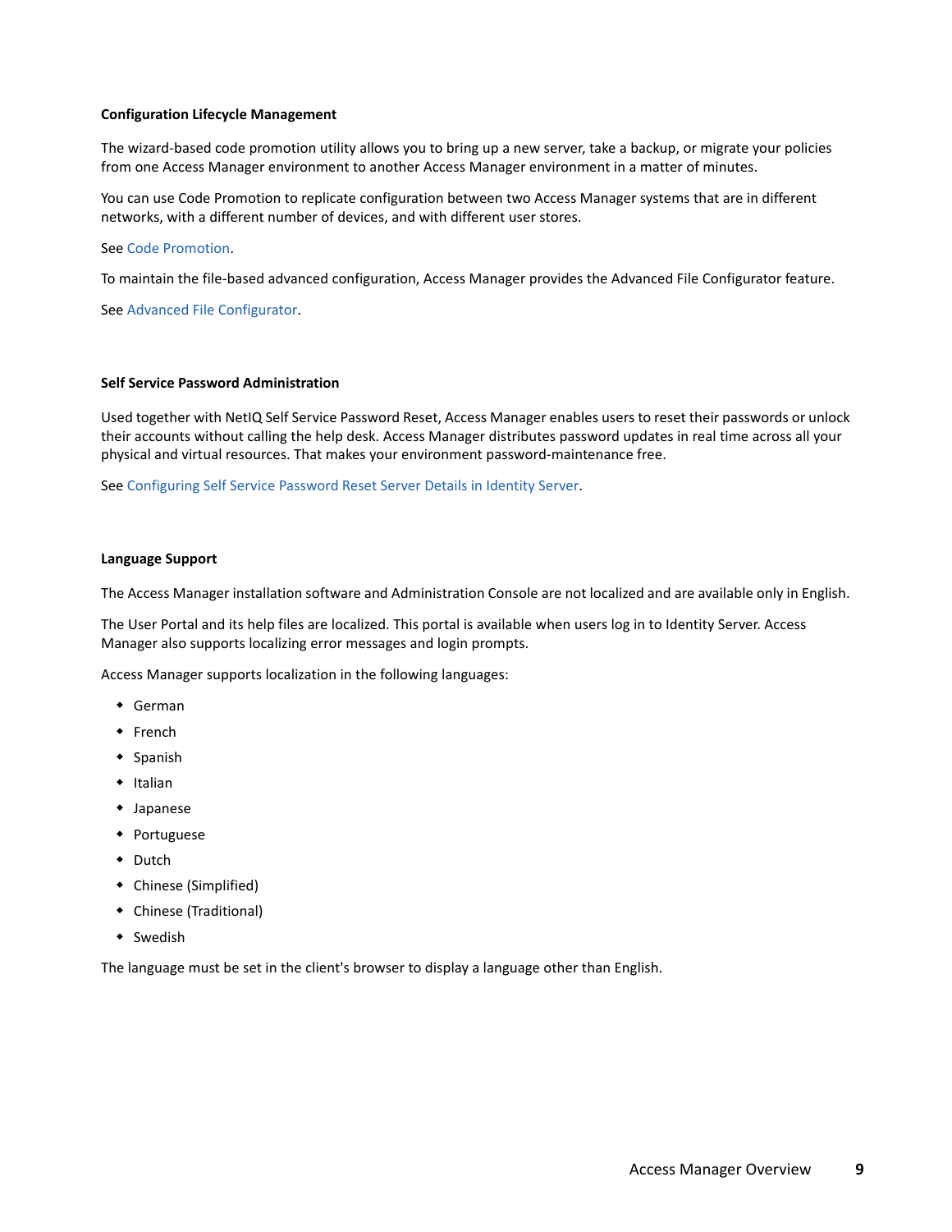### Configuration Lifecycle Management

The wizard-based code promotion utility allows you to bring up a new server, take a backup, or migrate your policies from one Access Manager environment to another Access Manager environment in a matter of minutes.

You can use Code Promotion to replicate configuration between two Access Manager systems that are in different networks, with a different number of devices, and with different user stores.

See Code Promotion.

To maintain the file-based advanced configuration, Access Manager provides the Advanced File Configurator feature.

See Advanced File Configurator.

### Self Service Password Administration

Used together with NetIQ Self Service Password Reset, Access Manager enables users to reset their passwords or unlock their accounts without calling the help desk. Access Manager distributes password updates in real time across all your physical and virtual resources. That makes your environment password-maintenance free.

See Configuring Self Service Password Reset Server Details in Identity Server.

### Language Support

The Access Manager installation software and Administration Console are not localized and are available only in English.

The User Portal and its help files are localized. This portal is available when users log in to Identity Server. Access Manager also supports localizing error messages and login prompts.

Access Manager supports localization in the following languages:

- German
- French
- Spanish
- Italian
- Japanese
- Portuguese
- Dutch
- Chinese (Simplified)
- Chinese (Traditional)
- Swedish

The language must be set in the client's browser to display a language other than English.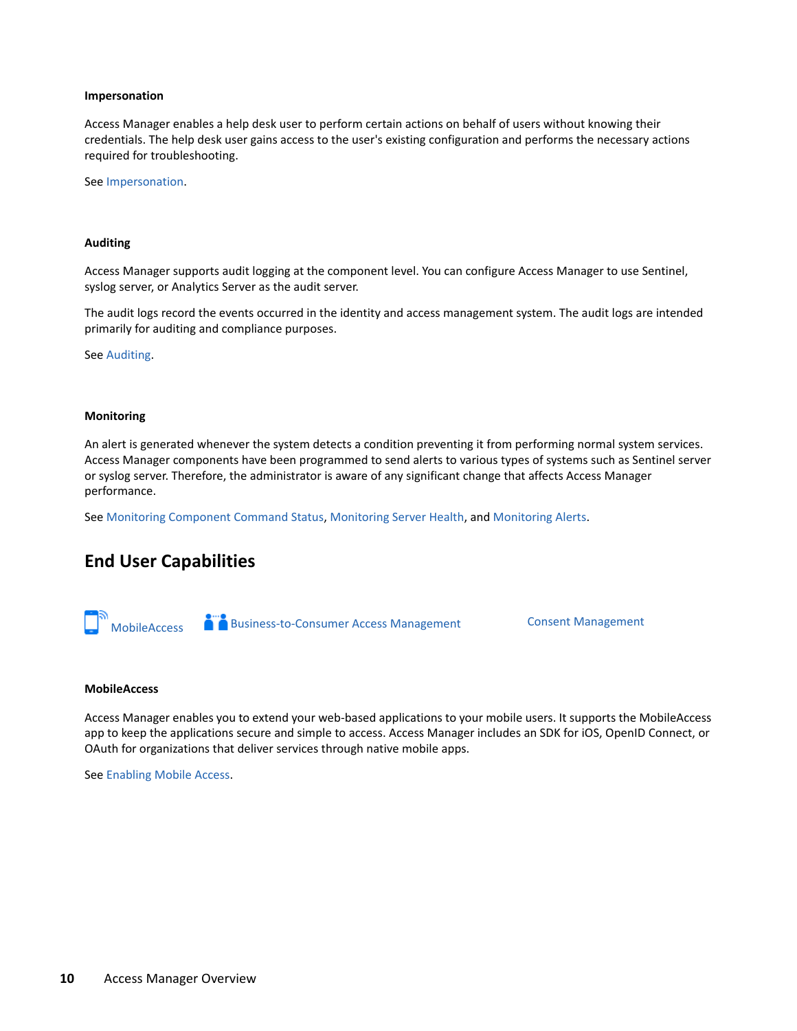#### Impersonation

Access Manager enables a help desk user to perform certain actions on behalf of users without knowing their credentials. The help desk user gains access to the user's existing configuration and performs the necessary actions required for troubleshooting.

See Impersonation.

#### Auditing

Access Manager supports audit logging at the component level. You can configure Access Manager to use Sentinel, syslog server, or Analytics Server as the audit server.

The audit logs record the events occurred in the identity and access management system. The audit logs are intended primarily for auditing and compliance purposes.

See Auditing.

#### Monitoring

An alert is generated whenever the system detects a condition preventing it from performing normal system services. Access Manager components have been programmed to send alerts to various types of systems such as Sentinel server or syslog server. Therefore, the administrator is aware of any significant change that affects Access Manager performance.

See Monitoring Component Command Status, Monitoring Server Health, and Monitoring Alerts.

## End User Capabilities

MobileAccess Business-to-Consumer Access Management Consent Management

#### MobileAccess

Access Manager enables you to extend your web-based applications to your mobile users. It supports the MobileAccess app to keep the applications secure and simple to access. Access Manager includes an SDK for iOS, OpenID Connect, or OAuth for organizations that deliver services through native mobile apps.

See Enabling Mobile Access.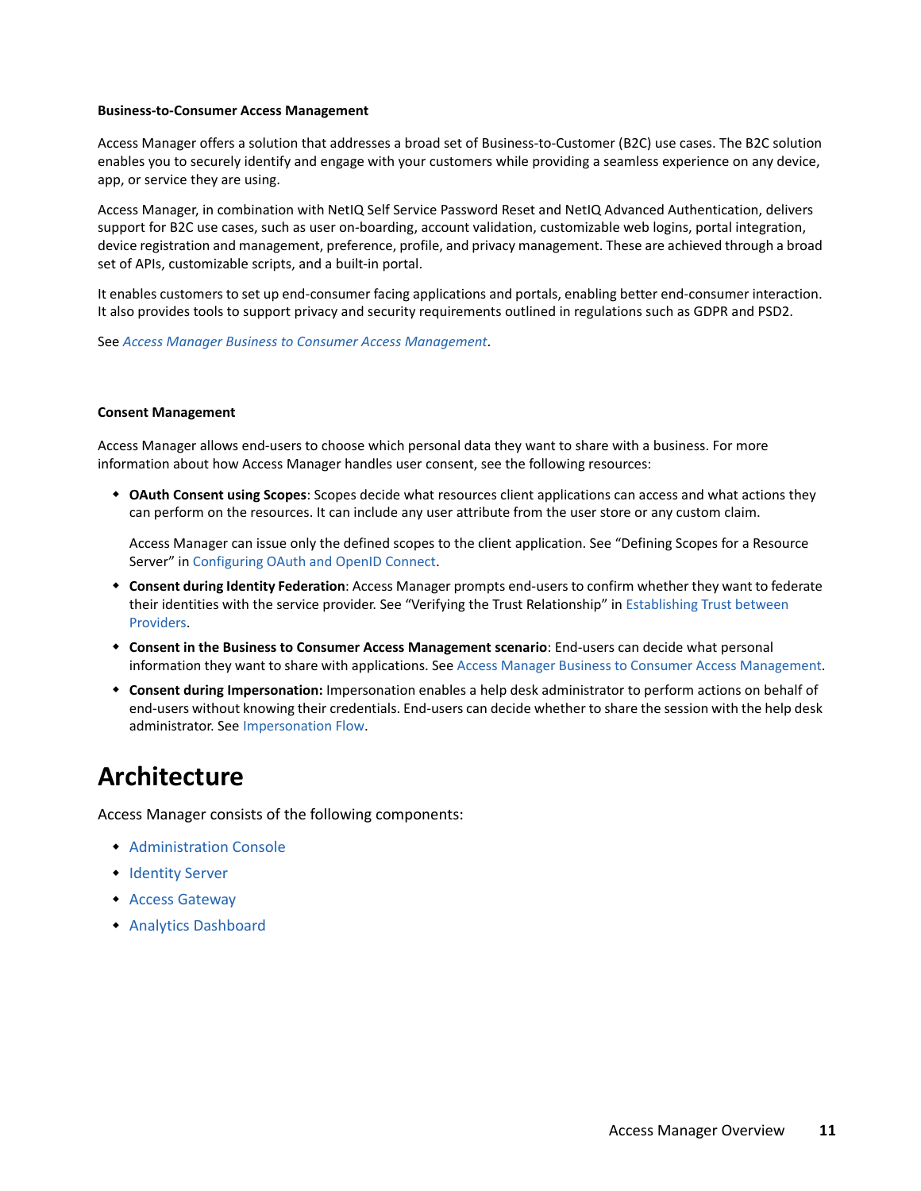#### Business-to-Consumer Access Management

Access Manager offers a solution that addresses a broad set of Business-to-Customer (B2C) use cases. The B2C solution enables you to securely identify and engage with your customers while providing a seamless experience on any device, app, or service they are using.

Access Manager, in combination with NetIQ Self Service Password Reset and NetIQ Advanced Authentication, delivers support for B2C use cases, such as user on-boarding, account validation, customizable web logins, portal integration, device registration and management, preference, profile, and privacy management. These are achieved through a broad set of APIs, customizable scripts, and a built-in portal.

It enables customers to set up end-consumer facing applications and portals, enabling better end-consumer interaction. It also provides tools to support privacy and security requirements outlined in regulations such as GDPR and PSD2.

See *Access Manager Business to Consumer Access Management*.

#### Consent Management

Access Manager allows end-users to choose which personal data they want to share with a business. For more information about how Access Manager handles user consent, see the following resources:

- **OAuth Consent using Scopes**: Scopes decide what resources client applications can access and what actions they can perform on the resources. It can include any user attribute from the user store or any custom claim.

  Access Manager can issue only the defined scopes to the client application. See “Defining Scopes for a Resource Server” in Configuring OAuth and OpenID Connect.
- **Consent during Identity Federation**: Access Manager prompts end-users to confirm whether they want to federate their identities with the service provider. See “Verifying the Trust Relationship” in Establishing Trust between Providers.
- **Consent in the Business to Consumer Access Management scenario**: End-users can decide what personal information they want to share with applications. See Access Manager Business to Consumer Access Management.
- **Consent during Impersonation:** Impersonation enables a help desk administrator to perform actions on behalf of end-users without knowing their credentials. End-users can decide whether to share the session with the help desk administrator. See Impersonation Flow.

## Architecture

Access Manager consists of the following components:

- Administration Console
- Identity Server
- Access Gateway
- Analytics Dashboard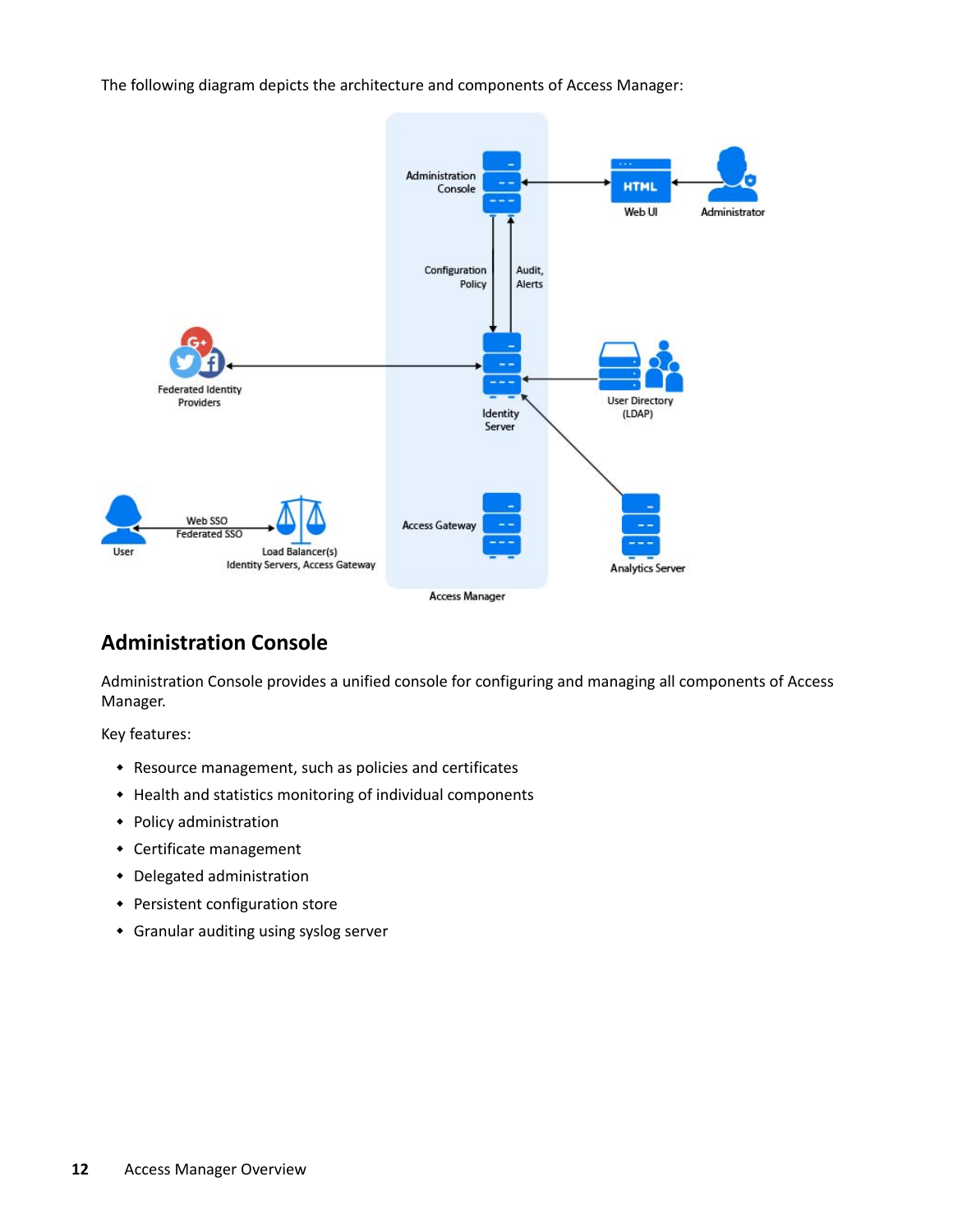The following diagram depicts the architecture and components of Access Manager:

## Administration Console

Administration Console provides a unified console for configuring and managing all components of Access Manager.

Key features:

- Resource management, such as policies and certificates
- Health and statistics monitoring of individual components
- Policy administration
- Certificate management
- Delegated administration
- Persistent configuration store
- Granular auditing using syslog server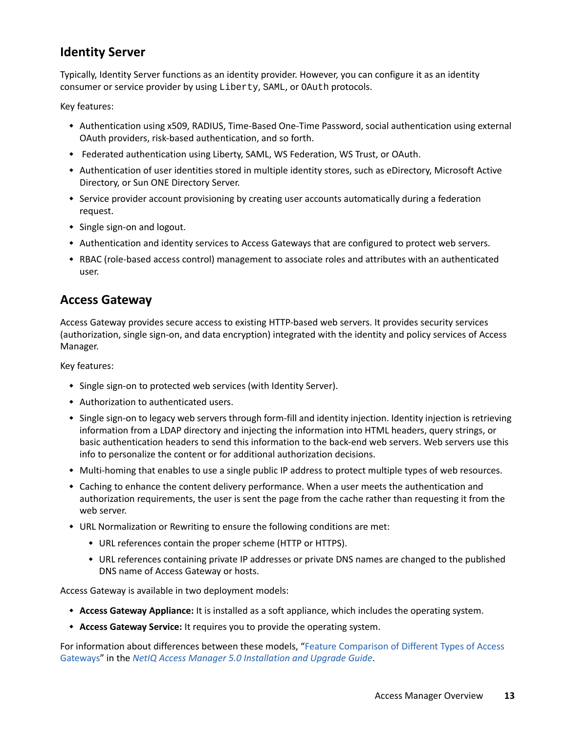## Identity Server

Typically, Identity Server functions as an identity provider. However, you can configure it as an identity consumer or service provider by using `Liberty`, SAML, or `OAuth` protocols.

Key features:

- Authentication using x509, RADIUS, Time-Based One-Time Password, social authentication using external OAuth providers, risk-based authentication, and so forth.
- Federated authentication using Liberty, SAML, WS Federation, WS Trust, or OAuth.
- Authentication of user identities stored in multiple identity stores, such as eDirectory, Microsoft Active Directory, or Sun ONE Directory Server.
- Service provider account provisioning by creating user accounts automatically during a federation request.
- Single sign-on and logout.
- Authentication and identity services to Access Gateways that are configured to protect web servers.
- RBAC (role-based access control) management to associate roles and attributes with an authenticated user.

## Access Gateway

Access Gateway provides secure access to existing HTTP-based web servers. It provides security services (authorization, single sign-on, and data encryption) integrated with the identity and policy services of Access Manager.

Key features:

- Single sign-on to protected web services (with Identity Server).
- Authorization to authenticated users.
- Single sign-on to legacy web servers through form-fill and identity injection. Identity injection is retrieving information from a LDAP directory and injecting the information into HTML headers, query strings, or basic authentication headers to send this information to the back-end web servers. Web servers use this info to personalize the content or for additional authorization decisions.
- Multi-homing that enables to use a single public IP address to protect multiple types of web resources.
- Caching to enhance the content delivery performance. When a user meets the authentication and authorization requirements, the user is sent the page from the cache rather than requesting it from the web server.
- URL Normalization or Rewriting to ensure the following conditions are met:
  - URL references contain the proper scheme (HTTP or HTTPS).
  - URL references containing private IP addresses or private DNS names are changed to the published DNS name of Access Gateway or hosts.

Access Gateway is available in two deployment models:

- **Access Gateway Appliance:** It is installed as a soft appliance, which includes the operating system.
- **Access Gateway Service:** It requires you to provide the operating system.

For information about differences between these models, "Feature Comparison of Different Types of Access Gateways" in the *NetIQ Access Manager 5.0 Installation and Upgrade Guide*.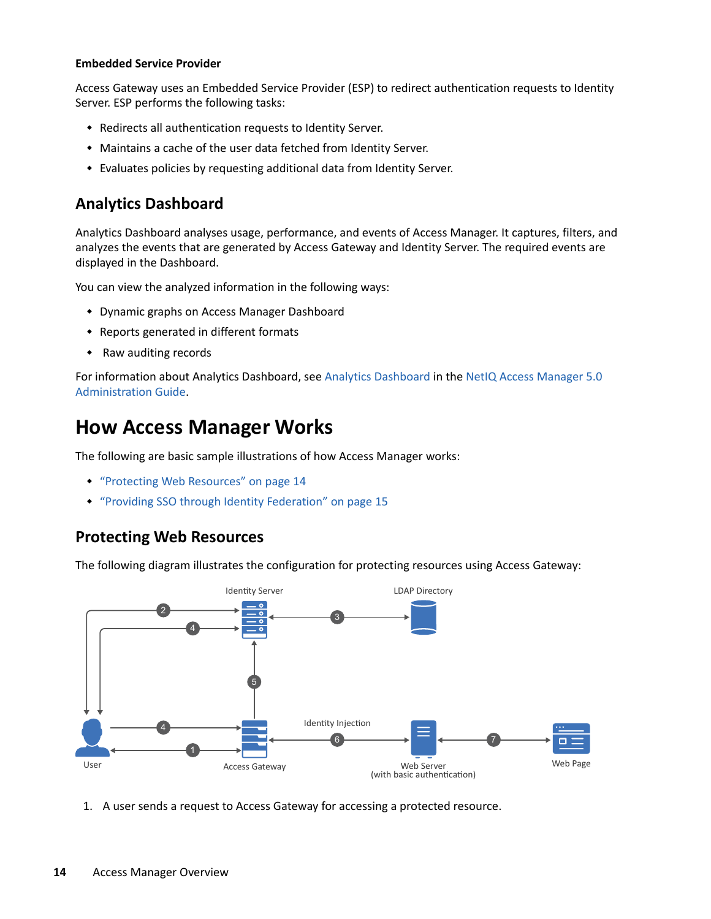#### Embedded Service Provider

Access Gateway uses an Embedded Service Provider (ESP) to redirect authentication requests to Identity Server. ESP performs the following tasks:

- Redirects all authentication requests to Identity Server.
- Maintains a cache of the user data fetched from Identity Server.
- Evaluates policies by requesting additional data from Identity Server.

### Analytics Dashboard

Analytics Dashboard analyses usage, performance, and events of Access Manager. It captures, filters, and analyzes the events that are generated by Access Gateway and Identity Server. The required events are displayed in the Dashboard.

You can view the analyzed information in the following ways:

- Dynamic graphs on Access Manager Dashboard
- Reports generated in different formats
- Raw auditing records

For information about Analytics Dashboard, see Analytics Dashboard in the NetIQ Access Manager 5.0 Administration Guide.

## How Access Manager Works

The following are basic sample illustrations of how Access Manager works:

- "Protecting Web Resources" on page 14
- "Providing SSO through Identity Federation" on page 15

### Protecting Web Resources

The following diagram illustrates the configuration for protecting resources using Access Gateway:

Identity Server | LDAP Directory | User | Access Gateway | Identity Injection | Web Server (with basic authentication) | Web Page

1. A user sends a request to Access Gateway for accessing a protected resource.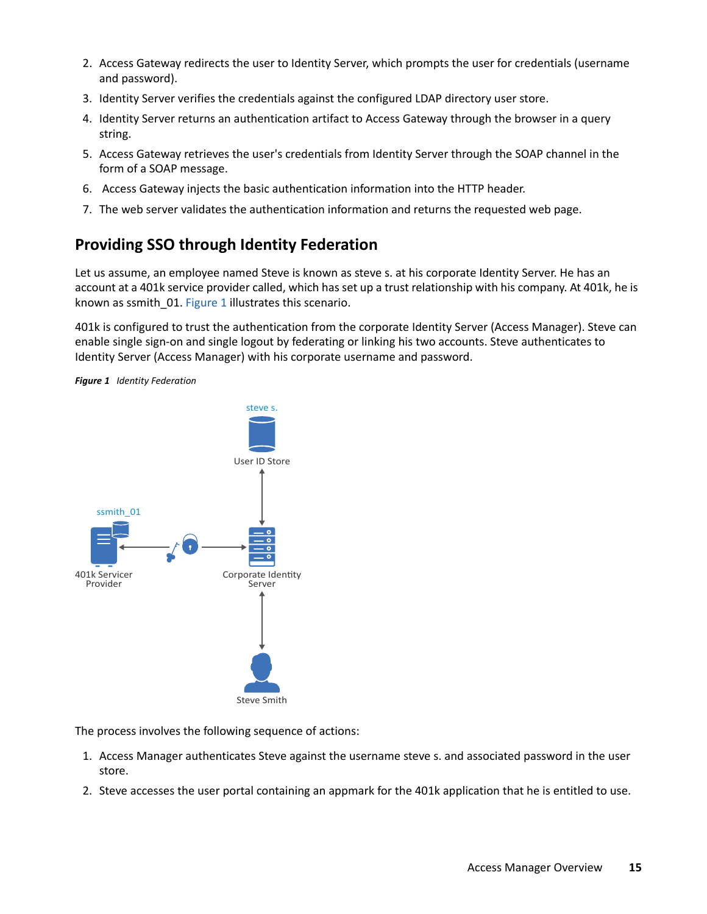2. Access Gateway redirects the user to Identity Server, which prompts the user for credentials (username and password).
3. Identity Server verifies the credentials against the configured LDAP directory user store.
4. Identity Server returns an authentication artifact to Access Gateway through the browser in a query string.
5. Access Gateway retrieves the user's credentials from Identity Server through the SOAP channel in the form of a SOAP message.
6. Access Gateway injects the basic authentication information into the HTTP header.
7. The web server validates the authentication information and returns the requested web page.

## Providing SSO through Identity Federation

Let us assume, an employee named Steve is known as steve s. at his corporate Identity Server. He has an account at a 401k service provider called, which has set up a trust relationship with his company. At 401k, he is known as ssmith_01. Figure 1 illustrates this scenario.

401k is configured to trust the authentication from the corporate Identity Server (Access Manager). Steve can enable single sign-on and single logout by federating or linking his two accounts. Steve authenticates to Identity Server (Access Manager) with his corporate username and password.

***Figure 1*** *Identity Federation*

The process involves the following sequence of actions:

1. Access Manager authenticates Steve against the username steve s. and associated password in the user store.
2. Steve accesses the user portal containing an appmark for the 401k application that he is entitled to use.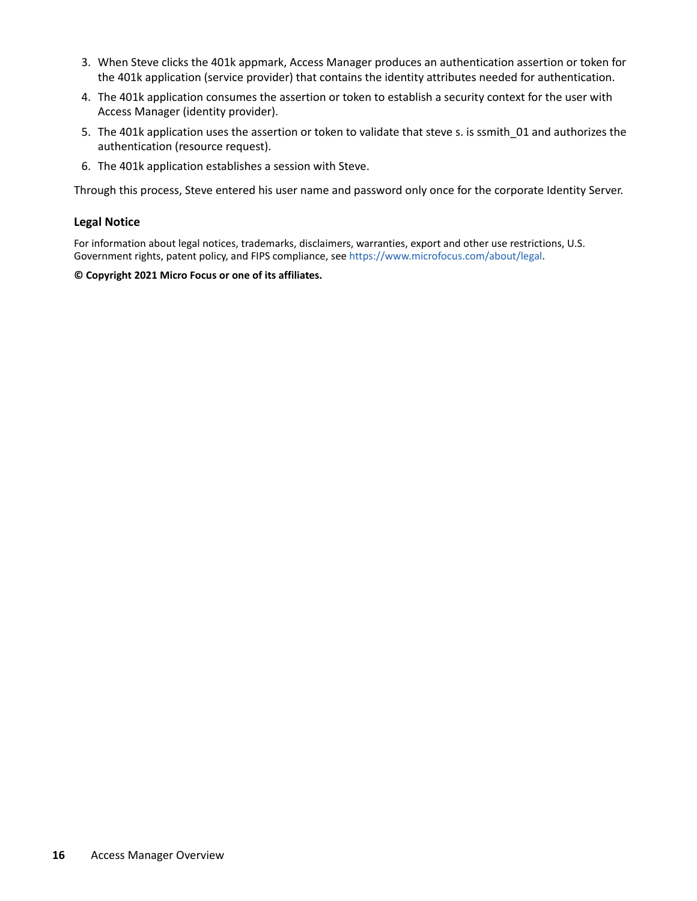3. When Steve clicks the 401k appmark, Access Manager produces an authentication assertion or token for the 401k application (service provider) that contains the identity attributes needed for authentication.
4. The 401k application consumes the assertion or token to establish a security context for the user with Access Manager (identity provider).
5. The 401k application uses the assertion or token to validate that steve s. is ssmith_01 and authorizes the authentication (resource request).
6. The 401k application establishes a session with Steve.

Through this process, Steve entered his user name and password only once for the corporate Identity Server.

### Legal Notice

For information about legal notices, trademarks, disclaimers, warranties, export and other use restrictions, U.S. Government rights, patent policy, and FIPS compliance, see https://www.microfocus.com/about/legal.

**© Copyright 2021 Micro Focus or one of its affiliates.**